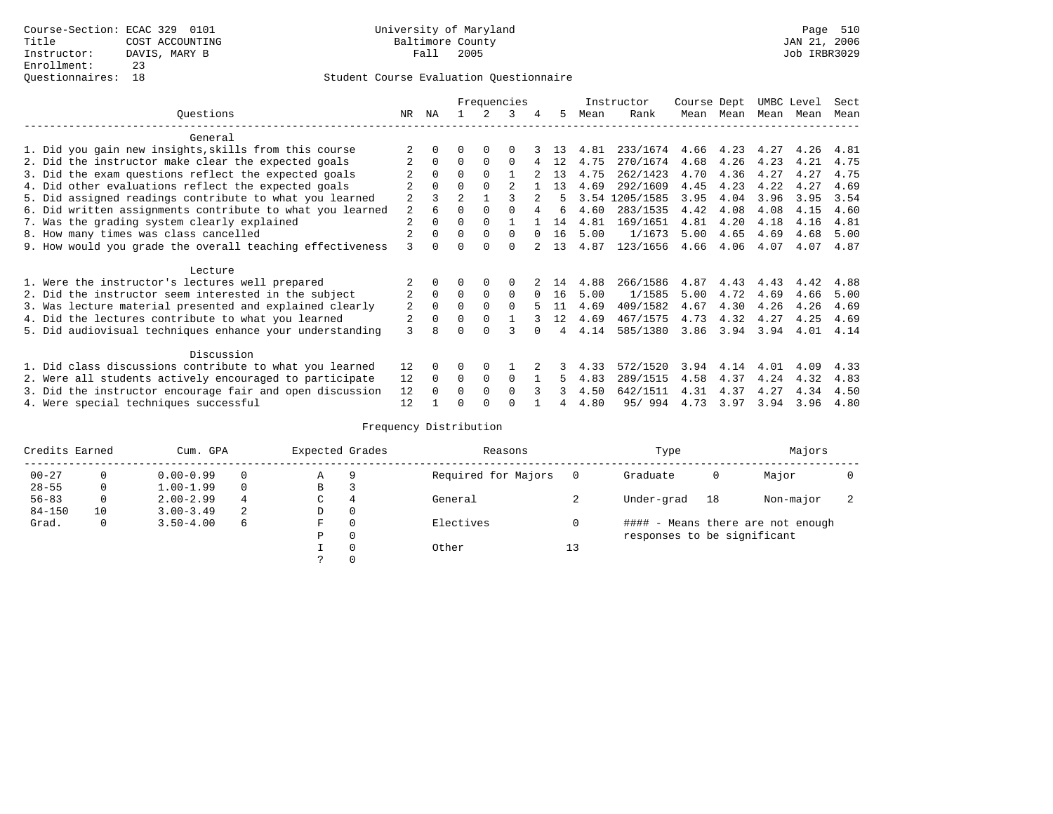Course-Section: ECAC 329 0101
Title: COST ACCOUNTING
Instructor: DAVIS, MARY B
Enrollment: 23
Questionnaires: 18

University of Maryland
Baltimore County
Fall 2005

JAN 21, 2006
Job IRBR3029

## Student Course Evaluation Questionnaire

| Questions | NR | NA | 1 | 2 | 3 | 4 | 5 | Instructor Mean | Rank | Course Mean | Dept Mean | UMBC Mean | Level Mean | Sect Mean |
|---|---|---|---|---|---|---|---|---|---|---|---|---|---|---|
| **General** | | | | | | | | | | | | | | |
| 1. Did you gain new insights,skills from this course | 2 | 0 | 0 | 0 | 0 | 3 | 13 | 4.81 | 233/1674 | 4.66 | 4.23 | 4.27 | 4.26 | 4.81 |
| 2. Did the instructor make clear the expected goals | 2 | 0 | 0 | 0 | 0 | 4 | 12 | 4.75 | 270/1674 | 4.68 | 4.26 | 4.23 | 4.21 | 4.75 |
| 3. Did the exam questions reflect the expected goals | 2 | 0 | 0 | 0 | 1 | 2 | 13 | 4.75 | 262/1423 | 4.70 | 4.36 | 4.27 | 4.27 | 4.75 |
| 4. Did other evaluations reflect the expected goals | 2 | 0 | 0 | 0 | 2 | 1 | 13 | 4.69 | 292/1609 | 4.45 | 4.23 | 4.22 | 4.27 | 4.69 |
| 5. Did assigned readings contribute to what you learned | 2 | 3 | 2 | 1 | 3 | 2 | 5 | 3.54 | 1205/1585 | 3.95 | 4.04 | 3.96 | 3.95 | 3.54 |
| 6. Did written assignments contribute to what you learned | 2 | 6 | 0 | 0 | 0 | 4 | 6 | 4.60 | 283/1535 | 4.42 | 4.08 | 4.08 | 4.15 | 4.60 |
| 7. Was the grading system clearly explained | 2 | 0 | 0 | 0 | 1 | 1 | 14 | 4.81 | 169/1651 | 4.81 | 4.20 | 4.18 | 4.16 | 4.81 |
| 8. How many times was class cancelled | 2 | 0 | 0 | 0 | 0 | 0 | 16 | 5.00 | 1/1673 | 5.00 | 4.65 | 4.69 | 4.68 | 5.00 |
| 9. How would you grade the overall teaching effectiveness | 3 | 0 | 0 | 0 | 0 | 2 | 13 | 4.87 | 123/1656 | 4.66 | 4.06 | 4.07 | 4.07 | 4.87 |
| **Lecture** | | | | | | | | | | | | | | |
| 1. Were the instructor's lectures well prepared | 2 | 0 | 0 | 0 | 0 | 2 | 14 | 4.88 | 266/1586 | 4.87 | 4.43 | 4.43 | 4.42 | 4.88 |
| 2. Did the instructor seem interested in the subject | 2 | 0 | 0 | 0 | 0 | 0 | 16 | 5.00 | 1/1585 | 5.00 | 4.72 | 4.69 | 4.66 | 5.00 |
| 3. Was lecture material presented and explained clearly | 2 | 0 | 0 | 0 | 0 | 5 | 11 | 4.69 | 409/1582 | 4.67 | 4.30 | 4.26 | 4.26 | 4.69 |
| 4. Did the lectures contribute to what you learned | 2 | 0 | 0 | 0 | 1 | 3 | 12 | 4.69 | 467/1575 | 4.73 | 4.32 | 4.27 | 4.25 | 4.69 |
| 5. Did audiovisual techniques enhance your understanding | 3 | 8 | 0 | 0 | 3 | 0 | 4 | 4.14 | 585/1380 | 3.86 | 3.94 | 3.94 | 4.01 | 4.14 |
| **Discussion** | | | | | | | | | | | | | | |
| 1. Did class discussions contribute to what you learned | 12 | 0 | 0 | 0 | 1 | 2 | 3 | 4.33 | 572/1520 | 3.94 | 4.14 | 4.01 | 4.09 | 4.33 |
| 2. Were all students actively encouraged to participate | 12 | 0 | 0 | 0 | 0 | 1 | 5 | 4.83 | 289/1515 | 4.58 | 4.37 | 4.24 | 4.32 | 4.83 |
| 3. Did the instructor encourage fair and open discussion | 12 | 0 | 0 | 0 | 0 | 3 | 3 | 4.50 | 642/1511 | 4.31 | 4.37 | 4.27 | 4.34 | 4.50 |
| 4. Were special techniques successful | 12 | 1 | 0 | 0 | 0 | 1 | 4 | 4.80 | 95/ 994 | 4.73 | 3.97 | 3.94 | 3.96 | 4.80 |

## Frequency Distribution

| Credits Earned | | Cum. GPA | | Expected Grades | | Reasons | | Type | | Majors | |
|---|---|---|---|---|---|---|---|---|---|---|---|
| 00-27 | 0 | 0.00-0.99 | 0 | A | 9 | Required for Majors | 0 | Graduate | 0 | Major | 0 |
| 28-55 | 0 | 1.00-1.99 | 0 | B | 3 | | | | | | |
| 56-83 | 0 | 2.00-2.99 | 4 | C | 4 | General | 2 | Under-grad | 18 | Non-major | 2 |
| 84-150 | 10 | 3.00-3.49 | 2 | D | 0 | | | | | | |
| Grad. | 0 | 3.50-4.00 | 6 | F | 0 | Electives | 0 | | | | |
| | | | | P | 0 | | | | | | |
| | | | | I | 0 | Other | 13 | | | | |
| | | | | ? | 0 | | | | | | |

#### - Means there are not enough responses to be significant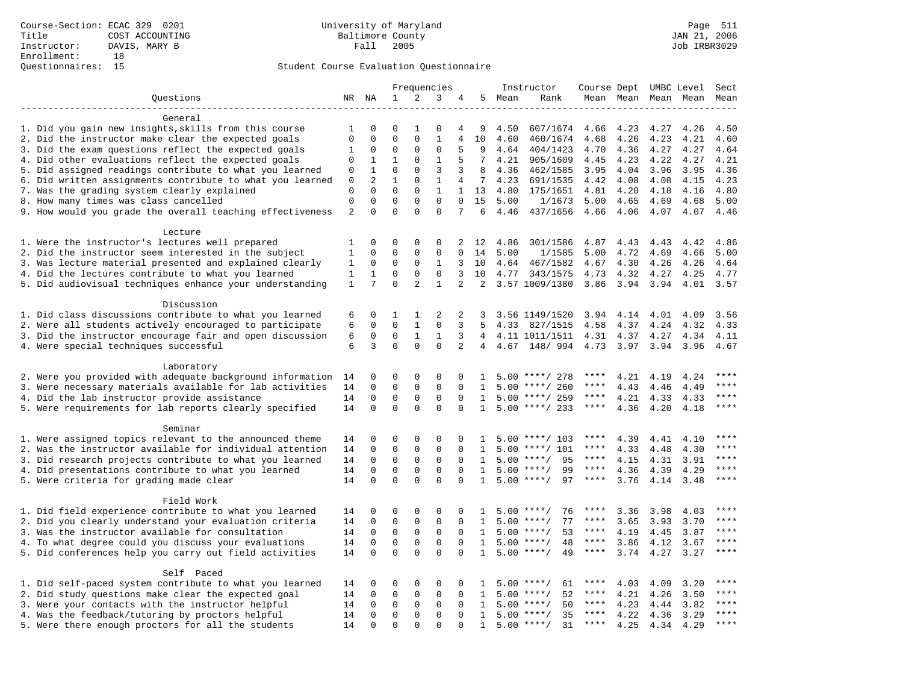Course-Section: ECAC 329 0201
Title: COST ACCOUNTING
Instructor: DAVIS, MARY B
Enrollment: 18
Questionnaires: 15

University of Maryland
Baltimore County
Fall 2005

JAN 21, 2006
Job IRBR3029

## Student Course Evaluation Questionnaire

| Questions | NR | NA | 1 | 2 | 3 | 4 | 5 | Instructor Mean | Rank | Course Mean | Dept Mean | UMBC Level Mean | Level Mean | Sect Mean |
|---|---|---|---|---|---|---|---|---|---|---|---|---|---|---|
| **General** | | | | | | | | | | | | | | |
| 1. Did you gain new insights,skills from this course | 1 | 0 | 0 | 1 | 0 | 4 | 9 | 4.50 | 607/1674 | 4.66 | 4.23 | 4.27 | 4.26 | 4.50 |
| 2. Did the instructor make clear the expected goals | 0 | 0 | 0 | 0 | 1 | 4 | 10 | 4.60 | 460/1674 | 4.68 | 4.26 | 4.23 | 4.21 | 4.60 |
| 3. Did the exam questions reflect the expected goals | 1 | 0 | 0 | 0 | 0 | 5 | 9 | 4.64 | 404/1423 | 4.70 | 4.36 | 4.27 | 4.27 | 4.64 |
| 4. Did other evaluations reflect the expected goals | 0 | 1 | 1 | 0 | 1 | 5 | 7 | 4.21 | 905/1609 | 4.45 | 4.23 | 4.22 | 4.27 | 4.21 |
| 5. Did assigned readings contribute to what you learned | 0 | 1 | 0 | 0 | 3 | 3 | 8 | 4.36 | 462/1585 | 3.95 | 4.04 | 3.96 | 3.95 | 4.36 |
| 6. Did written assignments contribute to what you learned | 0 | 2 | 1 | 0 | 1 | 4 | 7 | 4.23 | 691/1535 | 4.42 | 4.08 | 4.08 | 4.15 | 4.23 |
| 7. Was the grading system clearly explained | 0 | 0 | 0 | 0 | 1 | 1 | 13 | 4.80 | 175/1651 | 4.81 | 4.20 | 4.18 | 4.16 | 4.80 |
| 8. How many times was class cancelled | 0 | 0 | 0 | 0 | 0 | 0 | 15 | 5.00 | 1/1673 | 5.00 | 4.65 | 4.69 | 4.68 | 5.00 |
| 9. How would you grade the overall teaching effectiveness | 2 | 0 | 0 | 0 | 0 | 7 | 6 | 4.46 | 437/1656 | 4.66 | 4.06 | 4.07 | 4.07 | 4.46 |
| **Lecture** | | | | | | | | | | | | | | |
| 1. Were the instructor's lectures well prepared | 1 | 0 | 0 | 0 | 0 | 2 | 12 | 4.86 | 301/1586 | 4.87 | 4.43 | 4.43 | 4.42 | 4.86 |
| 2. Did the instructor seem interested in the subject | 1 | 0 | 0 | 0 | 0 | 0 | 14 | 5.00 | 1/1585 | 5.00 | 4.72 | 4.69 | 4.66 | 5.00 |
| 3. Was lecture material presented and explained clearly | 1 | 0 | 0 | 0 | 1 | 3 | 10 | 4.64 | 467/1582 | 4.67 | 4.30 | 4.26 | 4.26 | 4.64 |
| 4. Did the lectures contribute to what you learned | 1 | 1 | 0 | 0 | 0 | 3 | 10 | 4.77 | 343/1575 | 4.73 | 4.32 | 4.27 | 4.25 | 4.77 |
| 5. Did audiovisual techniques enhance your understanding | 1 | 7 | 0 | 2 | 1 | 2 | 2 | 3.57 | 1009/1380 | 3.86 | 3.94 | 3.94 | 4.01 | 3.57 |
| **Discussion** | | | | | | | | | | | | | | |
| 1. Did class discussions contribute to what you learned | 6 | 0 | 1 | 1 | 2 | 2 | 3 | 3.56 | 1149/1520 | 3.94 | 4.14 | 4.01 | 4.09 | 3.56 |
| 2. Were all students actively encouraged to participate | 6 | 0 | 0 | 1 | 0 | 3 | 5 | 4.33 | 827/1515 | 4.58 | 4.37 | 4.24 | 4.32 | 4.33 |
| 3. Did the instructor encourage fair and open discussion | 6 | 0 | 0 | 1 | 1 | 3 | 4 | 4.11 | 1011/1511 | 4.31 | 4.37 | 4.27 | 4.34 | 4.11 |
| 4. Were special techniques successful | 6 | 3 | 0 | 0 | 0 | 2 | 4 | 4.67 | 148/ 994 | 4.73 | 3.97 | 3.94 | 3.96 | 4.67 |
| **Laboratory** | | | | | | | | | | | | | | |
| 2. Were you provided with adequate background information | 14 | 0 | 0 | 0 | 0 | 0 | 1 | 5.00 | ****/ 278 | **** | 4.21 | 4.19 | 4.24 | **** |
| 3. Were necessary materials available for lab activities | 14 | 0 | 0 | 0 | 0 | 0 | 1 | 5.00 | ****/ 260 | **** | 4.43 | 4.46 | 4.49 | **** |
| 4. Did the lab instructor provide assistance | 14 | 0 | 0 | 0 | 0 | 0 | 1 | 5.00 | ****/ 259 | **** | 4.21 | 4.33 | 4.33 | **** |
| 5. Were requirements for lab reports clearly specified | 14 | 0 | 0 | 0 | 0 | 0 | 1 | 5.00 | ****/ 233 | **** | 4.36 | 4.20 | 4.18 | **** |
| **Seminar** | | | | | | | | | | | | | | |
| 1. Were assigned topics relevant to the announced theme | 14 | 0 | 0 | 0 | 0 | 0 | 1 | 5.00 | ****/ 103 | **** | 4.39 | 4.41 | 4.10 | **** |
| 2. Was the instructor available for individual attention | 14 | 0 | 0 | 0 | 0 | 0 | 1 | 5.00 | ****/ 101 | **** | 4.33 | 4.48 | 4.30 | **** |
| 3. Did research projects contribute to what you learned | 14 | 0 | 0 | 0 | 0 | 0 | 1 | 5.00 | ****/ 95 | **** | 4.15 | 4.31 | 3.91 | **** |
| 4. Did presentations contribute to what you learned | 14 | 0 | 0 | 0 | 0 | 0 | 1 | 5.00 | ****/ 99 | **** | 4.36 | 4.39 | 4.29 | **** |
| 5. Were criteria for grading made clear | 14 | 0 | 0 | 0 | 0 | 0 | 1 | 5.00 | ****/ 97 | **** | 3.76 | 4.14 | 3.48 | **** |
| **Field Work** | | | | | | | | | | | | | | |
| 1. Did field experience contribute to what you learned | 14 | 0 | 0 | 0 | 0 | 0 | 1 | 5.00 | ****/ 76 | **** | 3.36 | 3.98 | 4.03 | **** |
| 2. Did you clearly understand your evaluation criteria | 14 | 0 | 0 | 0 | 0 | 0 | 1 | 5.00 | ****/ 77 | **** | 3.65 | 3.93 | 3.70 | **** |
| 3. Was the instructor available for consultation | 14 | 0 | 0 | 0 | 0 | 0 | 1 | 5.00 | ****/ 53 | **** | 4.19 | 4.45 | 3.87 | **** |
| 4. To what degree could you discuss your evaluations | 14 | 0 | 0 | 0 | 0 | 0 | 1 | 5.00 | ****/ 48 | **** | 3.86 | 4.12 | 3.67 | **** |
| 5. Did conferences help you carry out field activities | 14 | 0 | 0 | 0 | 0 | 0 | 1 | 5.00 | ****/ 49 | **** | 3.74 | 4.27 | 3.27 | **** |
| **Self Paced** | | | | | | | | | | | | | | |
| 1. Did self-paced system contribute to what you learned | 14 | 0 | 0 | 0 | 0 | 0 | 1 | 5.00 | ****/ 61 | **** | 4.03 | 4.09 | 3.20 | **** |
| 2. Did study questions make clear the expected goal | 14 | 0 | 0 | 0 | 0 | 0 | 1 | 5.00 | ****/ 52 | **** | 4.21 | 4.26 | 3.50 | **** |
| 3. Were your contacts with the instructor helpful | 14 | 0 | 0 | 0 | 0 | 0 | 1 | 5.00 | ****/ 50 | **** | 4.23 | 4.44 | 3.82 | **** |
| 4. Was the feedback/tutoring by proctors helpful | 14 | 0 | 0 | 0 | 0 | 0 | 1 | 5.00 | ****/ 35 | **** | 4.22 | 4.36 | 3.29 | **** |
| 5. Were there enough proctors for all the students | 14 | 0 | 0 | 0 | 0 | 0 | 1 | 5.00 | ****/ 31 | **** | 4.25 | 4.34 | 4.29 | **** |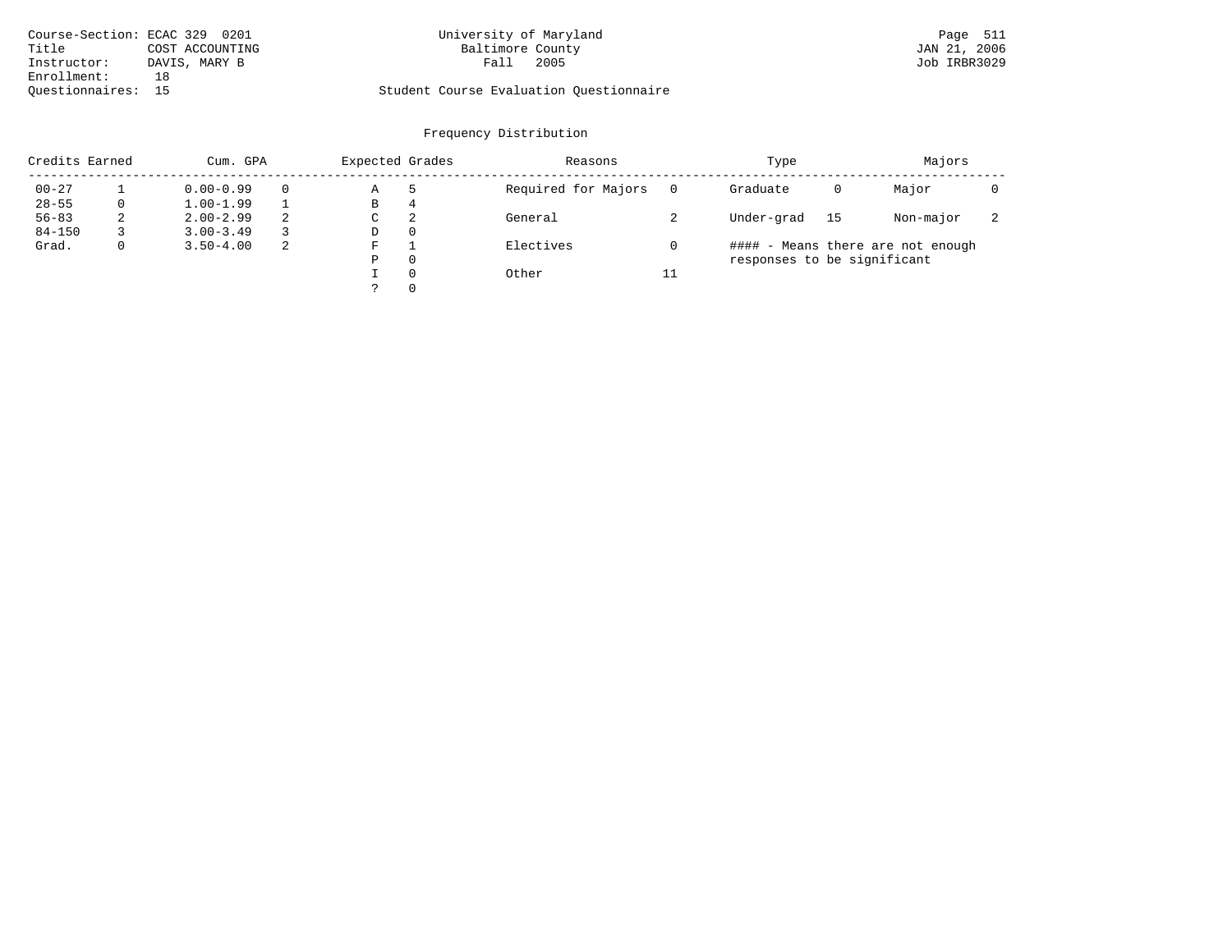Course-Section: ECAC 329 0201
Title: COST ACCOUNTING
Instructor: DAVIS, MARY B
Enrollment: 18
Questionnaires: 15

University of Maryland
Baltimore County
Fall 2005

Page 511
JAN 21, 2006
Job IRBR3029

Student Course Evaluation Questionnaire

## Frequency Distribution

| Credits Earned | | Cum. GPA | | Expected Grades | | Reasons | | Type | | Majors | |
|---|---|---|---|---|---|---|---|---|---|---|---|
| 00-27 | 1 | 0.00-0.99 | 0 | A | 5 | Required for Majors | 0 | Graduate | 0 | Major | 0 |
| 28-55 | 0 | 1.00-1.99 | 1 | B | 4 | | | | | | |
| 56-83 | 2 | 2.00-2.99 | 2 | C | 2 | General | 2 | Under-grad | 15 | Non-major | 2 |
| 84-150 | 3 | 3.00-3.49 | 3 | D | 0 | | | | | | |
| Grad. | 0 | 3.50-4.00 | 2 | F | 1 | Electives | 0 | | | | |
| | | | | P | 0 | | | | | | |
| | | | | I | 0 | Other | 11 | | | | |
| | | | | ? | 0 | | | | | | |

#### - Means there are not enough responses to be significant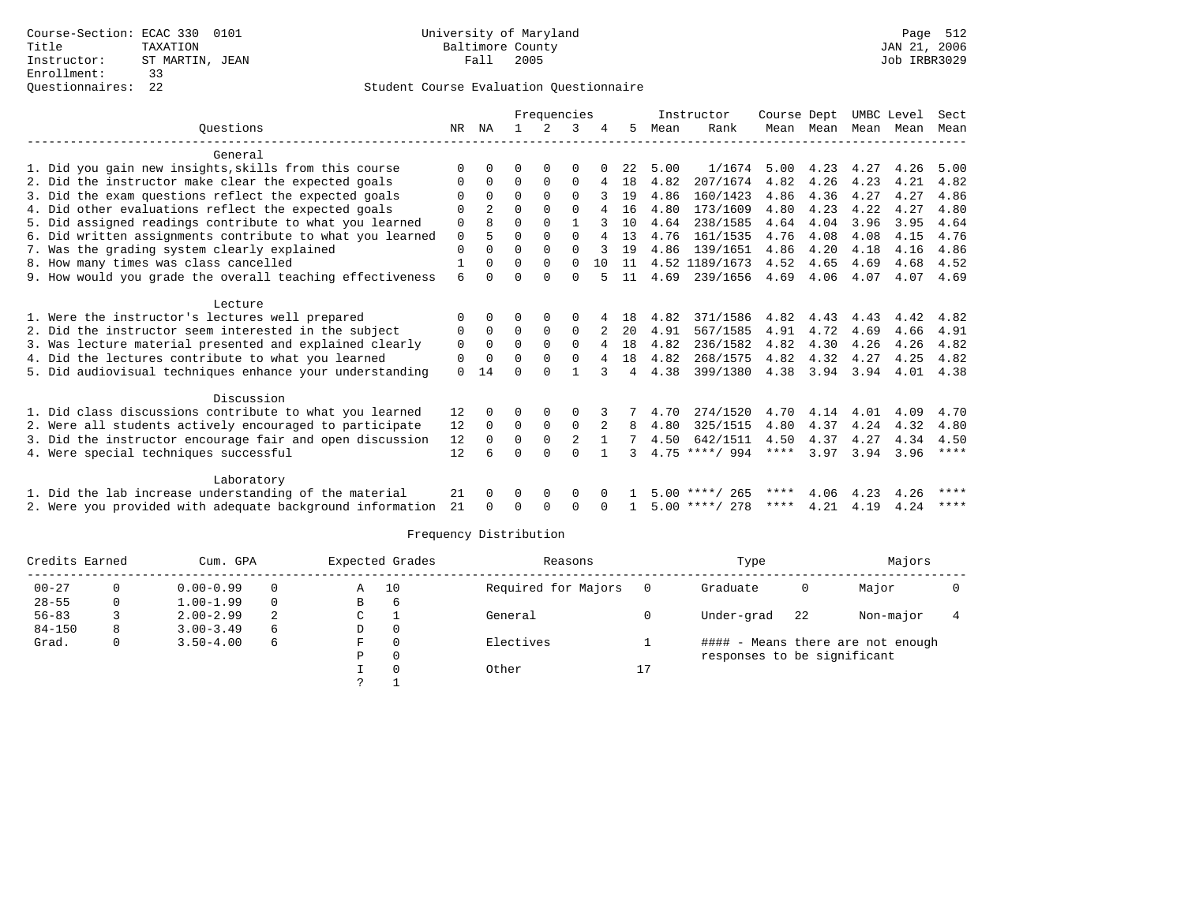Course-Section: ECAC 330 0101
Title: TAXATION
Instructor: ST MARTIN, JEAN
Enrollment: 33
Questionnaires: 22

University of Maryland
Baltimore County
Fall 2005

Page 512
JAN 21, 2006
Job IRBR3029

## Student Course Evaluation Questionnaire

| Questions | NR | NA | 1 | 2 | 3 | 4 | 5 | Instructor Mean | Rank | Course Mean | Dept Mean | UMBC Mean | Level Mean | Sect Mean |
|---|---|---|---|---|---|---|---|---|---|---|---|---|---|---|
| **General** | | | | | | | | | | | | | | |
| 1. Did you gain new insights,skills from this course | 0 | 0 | 0 | 0 | 0 | 0 | 22 | 5.00 | 1/1674 | 5.00 | 4.23 | 4.27 | 4.26 | 5.00 |
| 2. Did the instructor make clear the expected goals | 0 | 0 | 0 | 0 | 0 | 4 | 18 | 4.82 | 207/1674 | 4.82 | 4.26 | 4.23 | 4.21 | 4.82 |
| 3. Did the exam questions reflect the expected goals | 0 | 0 | 0 | 0 | 0 | 3 | 19 | 4.86 | 160/1423 | 4.86 | 4.36 | 4.27 | 4.27 | 4.86 |
| 4. Did other evaluations reflect the expected goals | 0 | 2 | 0 | 0 | 0 | 4 | 16 | 4.80 | 173/1609 | 4.80 | 4.23 | 4.22 | 4.27 | 4.80 |
| 5. Did assigned readings contribute to what you learned | 0 | 8 | 0 | 0 | 1 | 3 | 10 | 4.64 | 238/1585 | 4.64 | 4.04 | 3.96 | 3.95 | 4.64 |
| 6. Did written assignments contribute to what you learned | 0 | 5 | 0 | 0 | 0 | 4 | 13 | 4.76 | 161/1535 | 4.76 | 4.08 | 4.08 | 4.15 | 4.76 |
| 7. Was the grading system clearly explained | 0 | 0 | 0 | 0 | 0 | 3 | 19 | 4.86 | 139/1651 | 4.86 | 4.20 | 4.18 | 4.16 | 4.86 |
| 8. How many times was class cancelled | 1 | 0 | 0 | 0 | 0 | 10 | 11 | 4.52 | 1189/1673 | 4.52 | 4.65 | 4.69 | 4.68 | 4.52 |
| 9. How would you grade the overall teaching effectiveness | 6 | 0 | 0 | 0 | 0 | 5 | 11 | 4.69 | 239/1656 | 4.69 | 4.06 | 4.07 | 4.07 | 4.69 |
| **Lecture** | | | | | | | | | | | | | | |
| 1. Were the instructor's lectures well prepared | 0 | 0 | 0 | 0 | 0 | 4 | 18 | 4.82 | 371/1586 | 4.82 | 4.43 | 4.43 | 4.42 | 4.82 |
| 2. Did the instructor seem interested in the subject | 0 | 0 | 0 | 0 | 0 | 2 | 20 | 4.91 | 567/1585 | 4.91 | 4.72 | 4.69 | 4.66 | 4.91 |
| 3. Was lecture material presented and explained clearly | 0 | 0 | 0 | 0 | 0 | 4 | 18 | 4.82 | 236/1582 | 4.82 | 4.30 | 4.26 | 4.26 | 4.82 |
| 4. Did the lectures contribute to what you learned | 0 | 0 | 0 | 0 | 0 | 4 | 18 | 4.82 | 268/1575 | 4.82 | 4.32 | 4.27 | 4.25 | 4.82 |
| 5. Did audiovisual techniques enhance your understanding | 0 | 14 | 0 | 0 | 1 | 3 | 4 | 4.38 | 399/1380 | 4.38 | 3.94 | 3.94 | 4.01 | 4.38 |
| **Discussion** | | | | | | | | | | | | | | |
| 1. Did class discussions contribute to what you learned | 12 | 0 | 0 | 0 | 0 | 3 | 7 | 4.70 | 274/1520 | 4.70 | 4.14 | 4.01 | 4.09 | 4.70 |
| 2. Were all students actively encouraged to participate | 12 | 0 | 0 | 0 | 0 | 2 | 8 | 4.80 | 325/1515 | 4.80 | 4.37 | 4.24 | 4.32 | 4.80 |
| 3. Did the instructor encourage fair and open discussion | 12 | 0 | 0 | 0 | 2 | 1 | 7 | 4.50 | 642/1511 | 4.50 | 4.37 | 4.27 | 4.34 | 4.50 |
| 4. Were special techniques successful | 12 | 6 | 0 | 0 | 0 | 1 | 3 | 4.75 | ****/ 994 | **** | 3.97 | 3.94 | 3.96 | **** |
| **Laboratory** | | | | | | | | | | | | | | |
| 1. Did the lab increase understanding of the material | 21 | 0 | 0 | 0 | 0 | 0 | 1 | 5.00 | ****/ 265 | **** | 4.06 | 4.23 | 4.26 | **** |
| 2. Were you provided with adequate background information | 21 | 0 | 0 | 0 | 0 | 0 | 1 | 5.00 | ****/ 278 | **** | 4.21 | 4.19 | 4.24 | **** |

## Frequency Distribution

| Credits Earned | | Cum. GPA | | Expected Grades | | Reasons | | Type | | Majors | |
|---|---|---|---|---|---|---|---|---|---|---|---|
| 00-27 | 0 | 0.00-0.99 | 0 | A | 10 | Required for Majors | 0 | Graduate | 0 | Major | 0 |
| 28-55 | 0 | 1.00-1.99 | 0 | B | 6 | | | | | | |
| 56-83 | 3 | 2.00-2.99 | 2 | C | 1 | General | 0 | Under-grad | 22 | Non-major | 4 |
| 84-150 | 8 | 3.00-3.49 | 6 | D | 0 | | | | | | |
| Grad. | 0 | 3.50-4.00 | 6 | F | 0 | Electives | 1 | #### - Means there are not enough responses to be significant | | | |
| | | | | P | 0 | | | | | | |
| | | | | I | 0 | Other | 17 | | | | |
| | | | | ? | 1 | | | | | | |